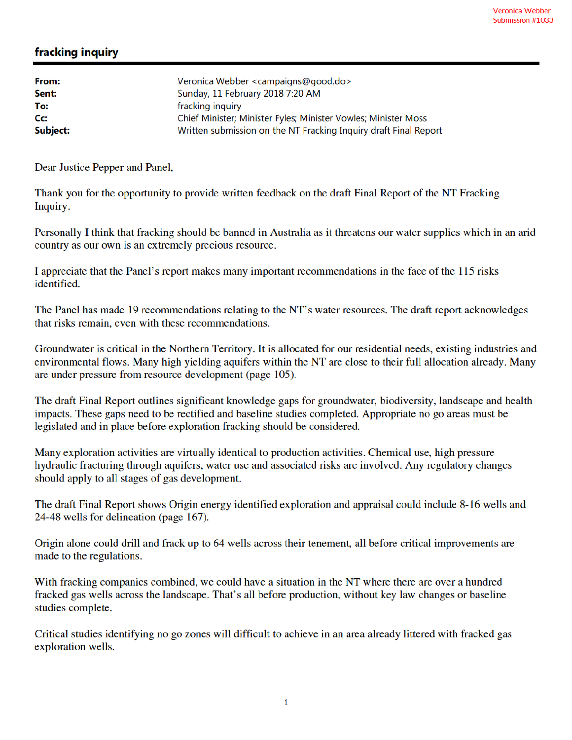Veronica Webber
Submission #1033

## fracking inquiry

| | |
|---|---|
| **From:** | Veronica Webber <campaigns@good.do> |
| **Sent:** | Sunday, 11 February 2018 7:20 AM |
| **To:** | fracking inquiry |
| **Cc:** | Chief Minister; Minister Fyles; Minister Vowles; Minister Moss |
| **Subject:** | Written submission on the NT Fracking Inquiry draft Final Report |

Dear Justice Pepper and Panel,

Thank you for the opportunity to provide written feedback on the draft Final Report of the NT Fracking Inquiry.

Personally I think that fracking should be banned in Australia as it threatens our water supplies which in an arid country as our own is an extremely precious resource.

I appreciate that the Panel's report makes many important recommendations in the face of the 115 risks identified.

The Panel has made 19 recommendations relating to the NT's water resources. The draft report acknowledges that risks remain, even with these recommendations.

Groundwater is critical in the Northern Territory. It is allocated for our residential needs, existing industries and environmental flows. Many high yielding aquifers within the NT are close to their full allocation already. Many are under pressure from resource development (page 105).

The draft Final Report outlines significant knowledge gaps for groundwater, biodiversity, landscape and health impacts. These gaps need to be rectified and baseline studies completed. Appropriate no go areas must be legislated and in place before exploration fracking should be considered.

Many exploration activities are virtually identical to production activities. Chemical use, high pressure hydraulic fracturing through aquifers, water use and associated risks are involved. Any regulatory changes should apply to all stages of gas development.

The draft Final Report shows Origin energy identified exploration and appraisal could include 8-16 wells and 24-48 wells for delineation (page 167).

Origin alone could drill and frack up to 64 wells across their tenement, all before critical improvements are made to the regulations.

With fracking companies combined, we could have a situation in the NT where there are over a hundred fracked gas wells across the landscape. That's all before production, without key law changes or baseline studies complete.

Critical studies identifying no go zones will difficult to achieve in an area already littered with fracked gas exploration wells.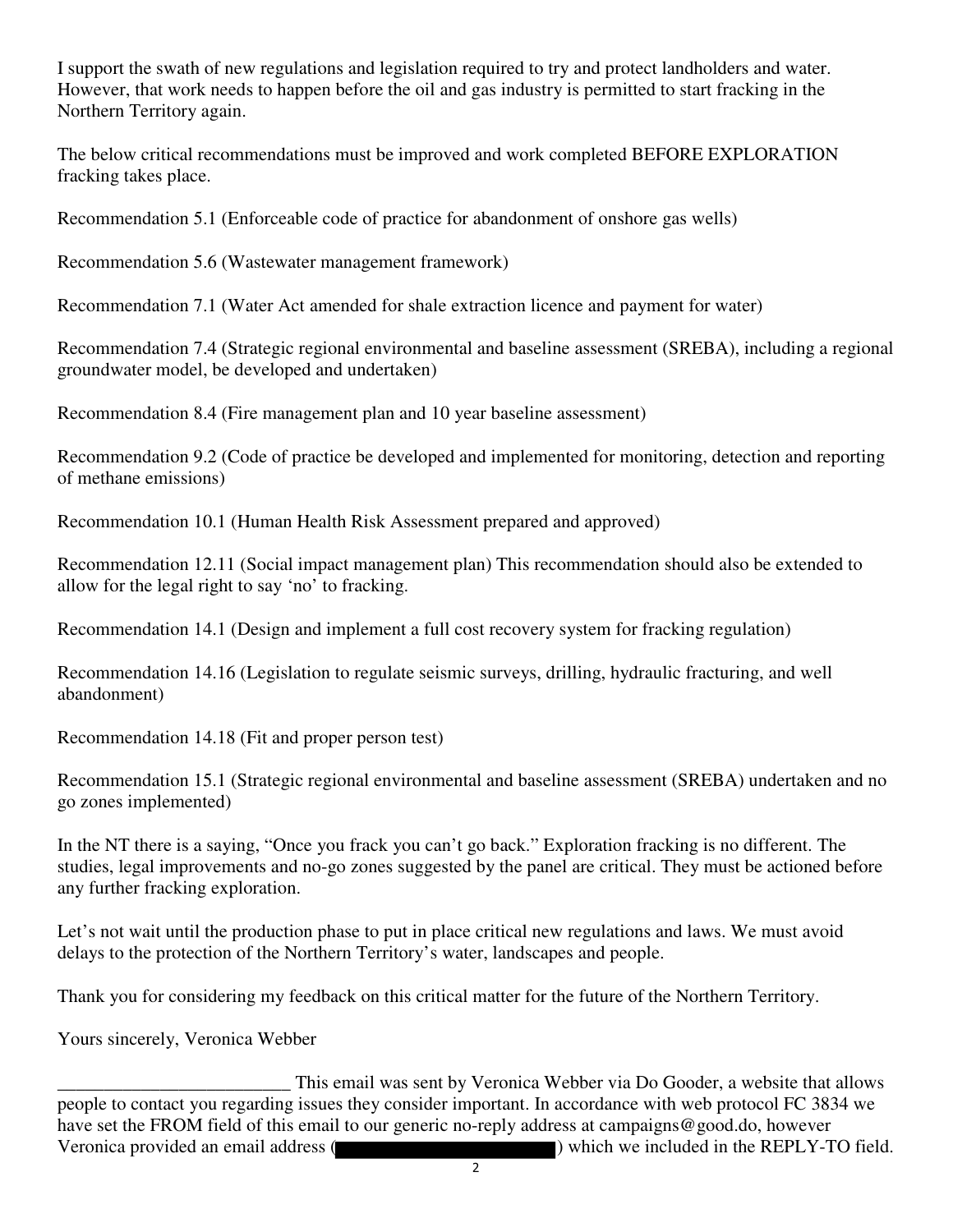I support the swath of new regulations and legislation required to try and protect landholders and water. However, that work needs to happen before the oil and gas industry is permitted to start fracking in the Northern Territory again.

The below critical recommendations must be improved and work completed BEFORE EXPLORATION fracking takes place.

Recommendation 5.1 (Enforceable code of practice for abandonment of onshore gas wells)

Recommendation 5.6 (Wastewater management framework)

Recommendation 7.1 (Water Act amended for shale extraction licence and payment for water)

Recommendation 7.4 (Strategic regional environmental and baseline assessment (SREBA), including a regional groundwater model, be developed and undertaken)

Recommendation 8.4 (Fire management plan and 10 year baseline assessment)

Recommendation 9.2 (Code of practice be developed and implemented for monitoring, detection and reporting of methane emissions)

Recommendation 10.1 (Human Health Risk Assessment prepared and approved)

Recommendation 12.11 (Social impact management plan) This recommendation should also be extended to allow for the legal right to say 'no' to fracking.

Recommendation 14.1 (Design and implement a full cost recovery system for fracking regulation)

Recommendation 14.16 (Legislation to regulate seismic surveys, drilling, hydraulic fracturing, and well abandonment)

Recommendation 14.18 (Fit and proper person test)

Recommendation 15.1 (Strategic regional environmental and baseline assessment (SREBA) undertaken and no go zones implemented)

In the NT there is a saying, "Once you frack you can't go back." Exploration fracking is no different. The studies, legal improvements and no-go zones suggested by the panel are critical. They must be actioned before any further fracking exploration.

Let's not wait until the production phase to put in place critical new regulations and laws. We must avoid delays to the protection of the Northern Territory's water, landscapes and people.

Thank you for considering my feedback on this critical matter for the future of the Northern Territory.

Yours sincerely, Veronica Webber

_________________________ This email was sent by Veronica Webber via Do Gooder, a website that allows people to contact you regarding issues they consider important. In accordance with web protocol FC 3834 we have set the FROM field of this email to our generic no-reply address at campaigns@good.do, however Veronica provided an email address (██████████) which we included in the REPLY-TO field.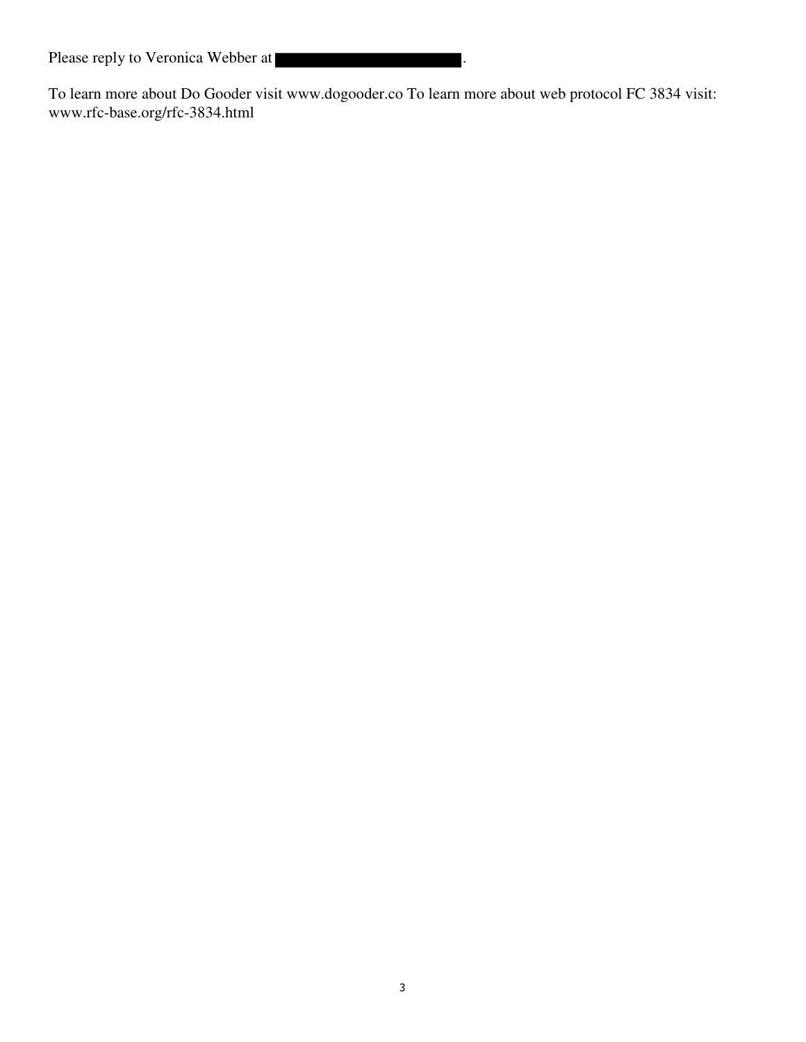Please reply to Veronica Webber at ██████████████████.

To learn more about Do Gooder visit www.dogooder.co To learn more about web protocol FC 3834 visit: www.rfc-base.org/rfc-3834.html